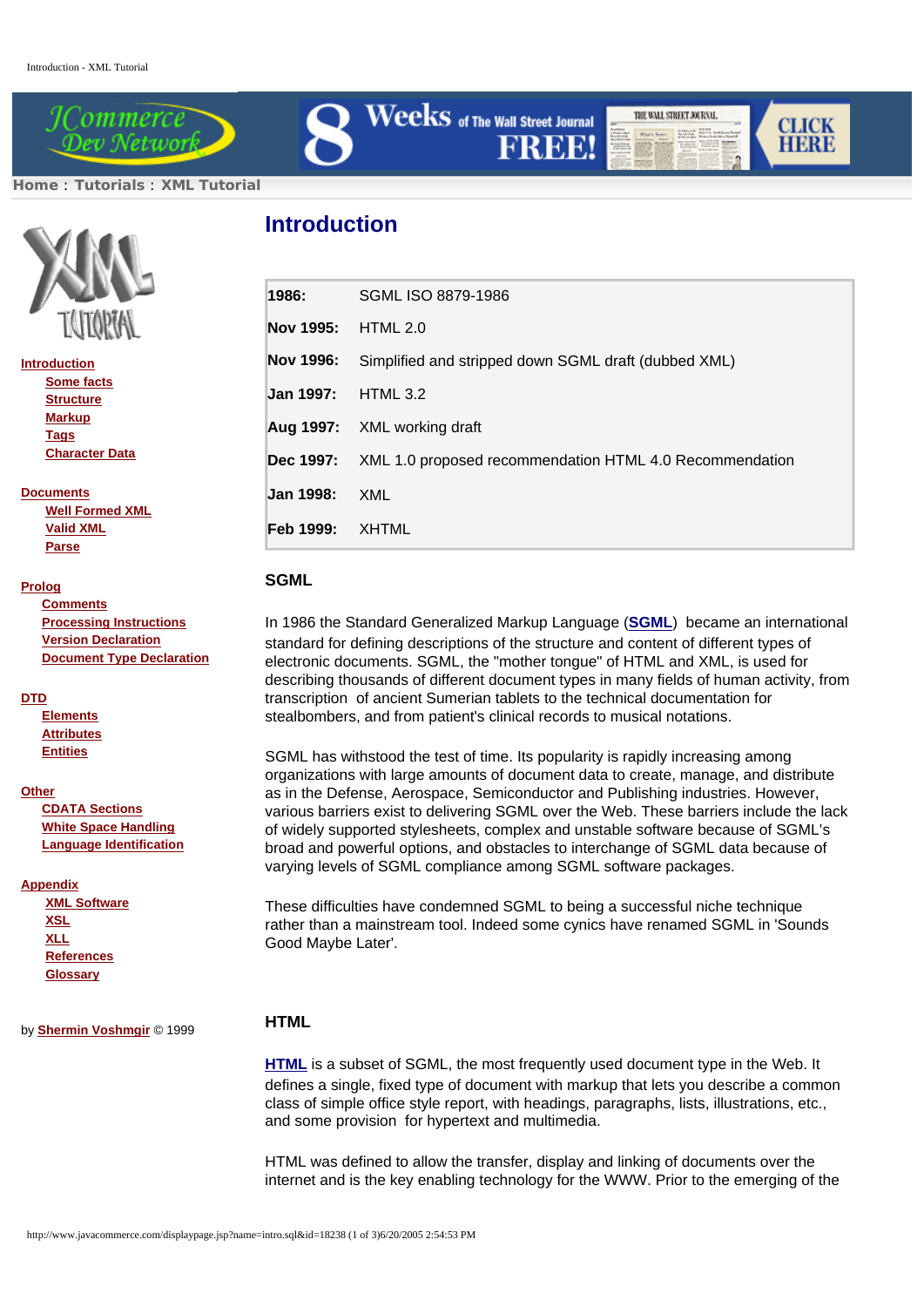Home : Tutorials : XML Tutorial

- Introduction
  - Some facts
  - Structure
  - Markup
  - Tags
  - Character Data
- Documents
  - Well Formed XML
  - Valid XML
  - Parse
- Prolog
  - Comments
  - Processing Instructions
  - Version Declaration
  - Document Type Declaration
- DTD
  - Elements
  - Attributes
  - Entities
- Other
  - CDATA Sections
  - White Space Handling
  - Language Identification
- Appendix
  - XML Software
  - XSL
  - XLL
  - References
  - Glossary

by Shermin Voshmgir © 1999

# Introduction

| | |
|---|---|
| **1986:** | SGML ISO 8879-1986 |
| **Nov 1995:** | HTML 2.0 |
| **Nov 1996:** | Simplified and stripped down SGML draft (dubbed XML) |
| **Jan 1997:** | HTML 3.2 |
| **Aug 1997:** | XML working draft |
| **Dec 1997:** | XML 1.0 proposed recommendation HTML 4.0 Recommendation |
| **Jan 1998:** | XML |
| **Feb 1999:** | XHTML |

### SGML

In 1986 the Standard Generalized Markup Language (**SGML**) became an international standard for defining descriptions of the structure and content of different types of electronic documents. SGML, the "mother tongue" of HTML and XML, is used for describing thousands of different document types in many fields of human activity, from transcription of ancient Sumerian tablets to the technical documentation for stealbombers, and from patient's clinical records to musical notations.

SGML has withstood the test of time. Its popularity is rapidly increasing among organizations with large amounts of document data to create, manage, and distribute as in the Defense, Aerospace, Semiconductor and Publishing industries. However, various barriers exist to delivering SGML over the Web. These barriers include the lack of widely supported stylesheets, complex and unstable software because of SGML's broad and powerful options, and obstacles to interchange of SGML data because of varying levels of SGML compliance among SGML software packages.

These difficulties have condemned SGML to being a successful niche technique rather than a mainstream tool. Indeed some cynics have renamed SGML in 'Sounds Good Maybe Later'.

### HTML

**HTML** is a subset of SGML, the most frequently used document type in the Web. It defines a single, fixed type of document with markup that lets you describe a common class of simple office style report, with headings, paragraphs, lists, illustrations, etc., and some provision for hypertext and multimedia.

HTML was defined to allow the transfer, display and linking of documents over the internet and is the key enabling technology for the WWW. Prior to the emerging of the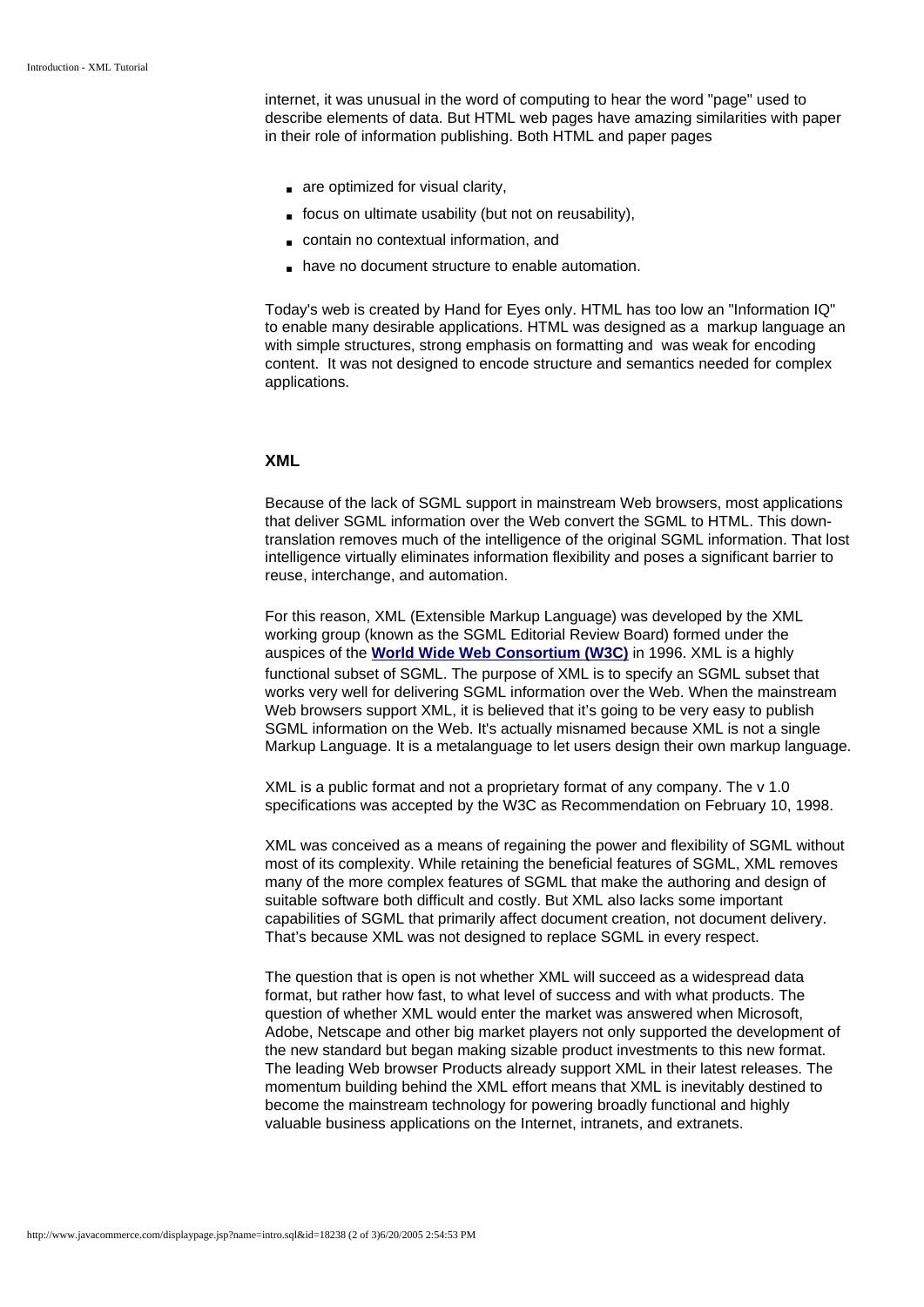internet, it was unusual in the word of computing to hear the word "page" used to describe elements of data. But HTML web pages have amazing similarities with paper in their role of information publishing. Both HTML and paper pages

- are optimized for visual clarity,
- focus on ultimate usability (but not on reusability),
- contain no contextual information, and
- have no document structure to enable automation.

Today's web is created by Hand for Eyes only. HTML has too low an "Information IQ" to enable many desirable applications. HTML was designed as a markup language an with simple structures, strong emphasis on formatting and was weak for encoding content. It was not designed to encode structure and semantics needed for complex applications.

**XML**

Because of the lack of SGML support in mainstream Web browsers, most applications that deliver SGML information over the Web convert the SGML to HTML. This down-translation removes much of the intelligence of the original SGML information. That lost intelligence virtually eliminates information flexibility and poses a significant barrier to reuse, interchange, and automation.

For this reason, XML (Extensible Markup Language) was developed by the XML working group (known as the SGML Editorial Review Board) formed under the auspices of the **World Wide Web Consortium (W3C)** in 1996. XML is a highly functional subset of SGML. The purpose of XML is to specify an SGML subset that works very well for delivering SGML information over the Web. When the mainstream Web browsers support XML, it is believed that it's going to be very easy to publish SGML information on the Web. It's actually misnamed because XML is not a single Markup Language. It is a metalanguage to let users design their own markup language.

XML is a public format and not a proprietary format of any company. The v 1.0 specifications was accepted by the W3C as Recommendation on February 10, 1998.

XML was conceived as a means of regaining the power and flexibility of SGML without most of its complexity. While retaining the beneficial features of SGML, XML removes many of the more complex features of SGML that make the authoring and design of suitable software both difficult and costly. But XML also lacks some important capabilities of SGML that primarily affect document creation, not document delivery. That's because XML was not designed to replace SGML in every respect.

The question that is open is not whether XML will succeed as a widespread data format, but rather how fast, to what level of success and with what products. The question of whether XML would enter the market was answered when Microsoft, Adobe, Netscape and other big market players not only supported the development of the new standard but began making sizable product investments to this new format. The leading Web browser Products already support XML in their latest releases. The momentum building behind the XML effort means that XML is inevitably destined to become the mainstream technology for powering broadly functional and highly valuable business applications on the Internet, intranets, and extranets.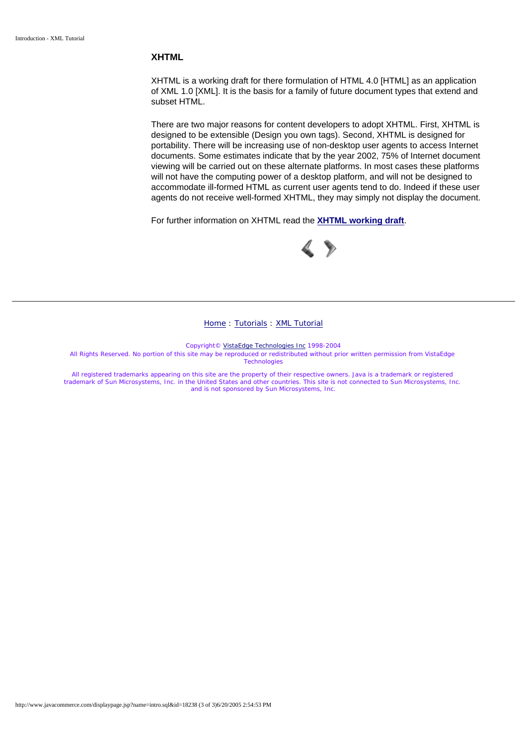### XHTML

XHTML is a working draft for there formulation of HTML 4.0 [HTML] as an application of XML 1.0 [XML]. It is the basis for a family of future document types that extend and subset HTML.

There are two major reasons for content developers to adopt XHTML. First, XHTML is designed to be extensible (Design you own tags). Second, XHTML is designed for portability. There will be increasing use of non-desktop user agents to access Internet documents. Some estimates indicate that by the year 2002, 75% of Internet document viewing will be carried out on these alternate platforms. In most cases these platforms will not have the computing power of a desktop platform, and will not be designed to accommodate ill-formed HTML as current user agents tend to do. Indeed if these user agents do not receive well-formed XHTML, they may simply not display the document.

For further information on XHTML read the **XHTML working draft**.

---

Home : Tutorials : XML Tutorial

Copyright© VistaEdge Technologies Inc 1998-2004
All Rights Reserved. No portion of this site may be reproduced or redistributed without prior written permission from VistaEdge Technologies

All registered trademarks appearing on this site are the property of their respective owners. Java is a trademark or registered trademark of Sun Microsystems, Inc. in the United States and other countries. This site is not connected to Sun Microsystems, Inc. and is not sponsored by Sun Microsystems, Inc.